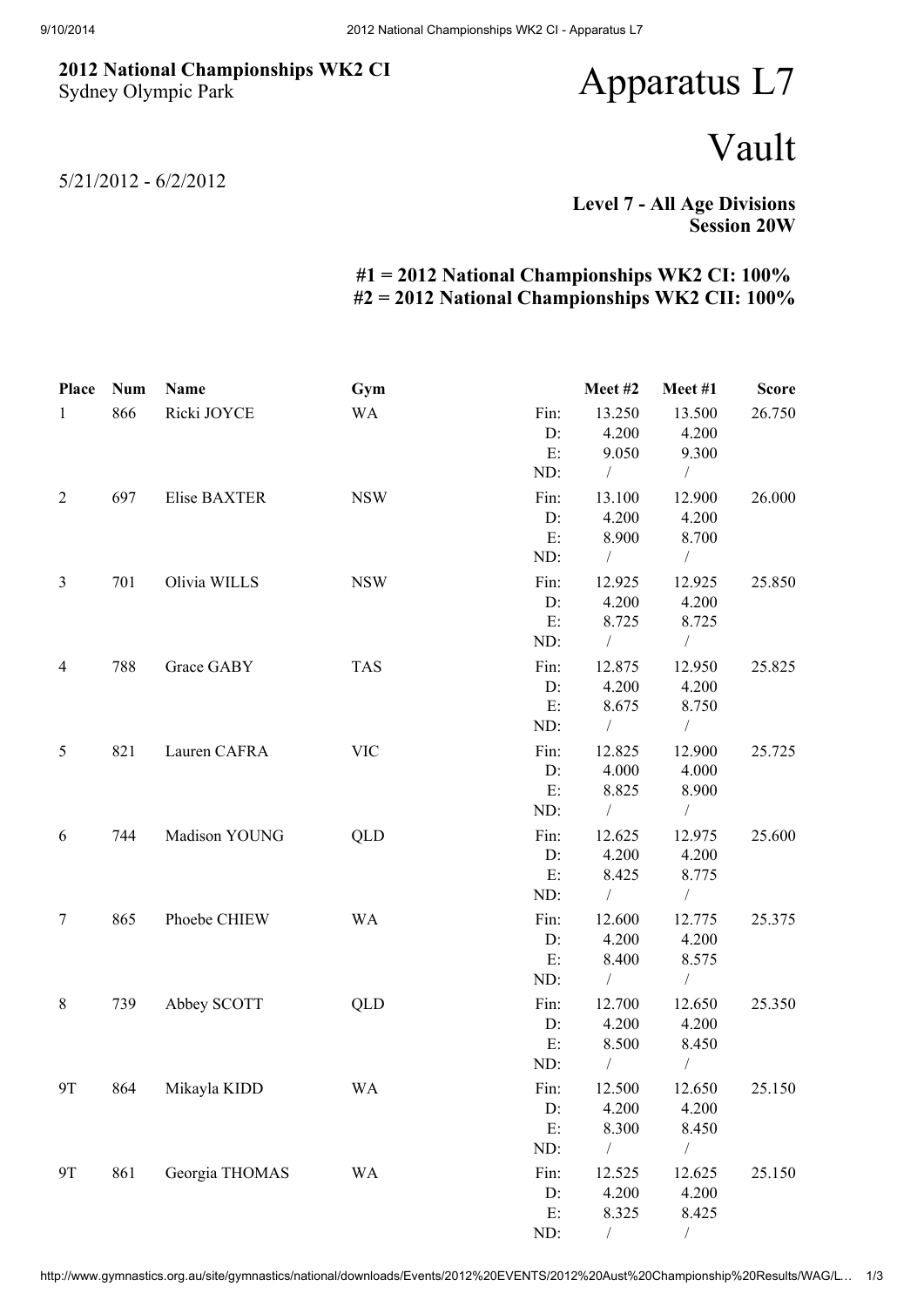**2012 National Championships WK2 CI**
Sydney Olympic Park

# Apparatus L7

# Vault

5/21/2012 - 6/2/2012

**Level 7 - All Age Divisions**
**Session 20W**

**#1 = 2012 National Championships WK2 CI: 100%**
**#2 = 2012 National Championships WK2 CII: 100%**

| Place | Num | Name | Gym | | Meet #2 | Meet #1 | Score |
|---|---|---|---|---|---|---|---|
| 1 | 866 | Ricki JOYCE | WA | Fin: | 13.250 | 13.500 | 26.750 |
| | | | | D: | 4.200 | 4.200 | |
| | | | | E: | 9.050 | 9.300 | |
| | | | | ND: | / | / | |
| 2 | 697 | Elise BAXTER | NSW | Fin: | 13.100 | 12.900 | 26.000 |
| | | | | D: | 4.200 | 4.200 | |
| | | | | E: | 8.900 | 8.700 | |
| | | | | ND: | / | / | |
| 3 | 701 | Olivia WILLS | NSW | Fin: | 12.925 | 12.925 | 25.850 |
| | | | | D: | 4.200 | 4.200 | |
| | | | | E: | 8.725 | 8.725 | |
| | | | | ND: | / | / | |
| 4 | 788 | Grace GABY | TAS | Fin: | 12.875 | 12.950 | 25.825 |
| | | | | D: | 4.200 | 4.200 | |
| | | | | E: | 8.675 | 8.750 | |
| | | | | ND: | / | / | |
| 5 | 821 | Lauren CAFRA | VIC | Fin: | 12.825 | 12.900 | 25.725 |
| | | | | D: | 4.000 | 4.000 | |
| | | | | E: | 8.825 | 8.900 | |
| | | | | ND: | / | / | |
| 6 | 744 | Madison YOUNG | QLD | Fin: | 12.625 | 12.975 | 25.600 |
| | | | | D: | 4.200 | 4.200 | |
| | | | | E: | 8.425 | 8.775 | |
| | | | | ND: | / | / | |
| 7 | 865 | Phoebe CHIEW | WA | Fin: | 12.600 | 12.775 | 25.375 |
| | | | | D: | 4.200 | 4.200 | |
| | | | | E: | 8.400 | 8.575 | |
| | | | | ND: | / | / | |
| 8 | 739 | Abbey SCOTT | QLD | Fin: | 12.700 | 12.650 | 25.350 |
| | | | | D: | 4.200 | 4.200 | |
| | | | | E: | 8.500 | 8.450 | |
| | | | | ND: | / | / | |
| 9T | 864 | Mikayla KIDD | WA | Fin: | 12.500 | 12.650 | 25.150 |
| | | | | D: | 4.200 | 4.200 | |
| | | | | E: | 8.300 | 8.450 | |
| | | | | ND: | / | / | |
| 9T | 861 | Georgia THOMAS | WA | Fin: | 12.525 | 12.625 | 25.150 |
| | | | | D: | 4.200 | 4.200 | |
| | | | | E: | 8.325 | 8.425 | |
| | | | | ND: | / | / | |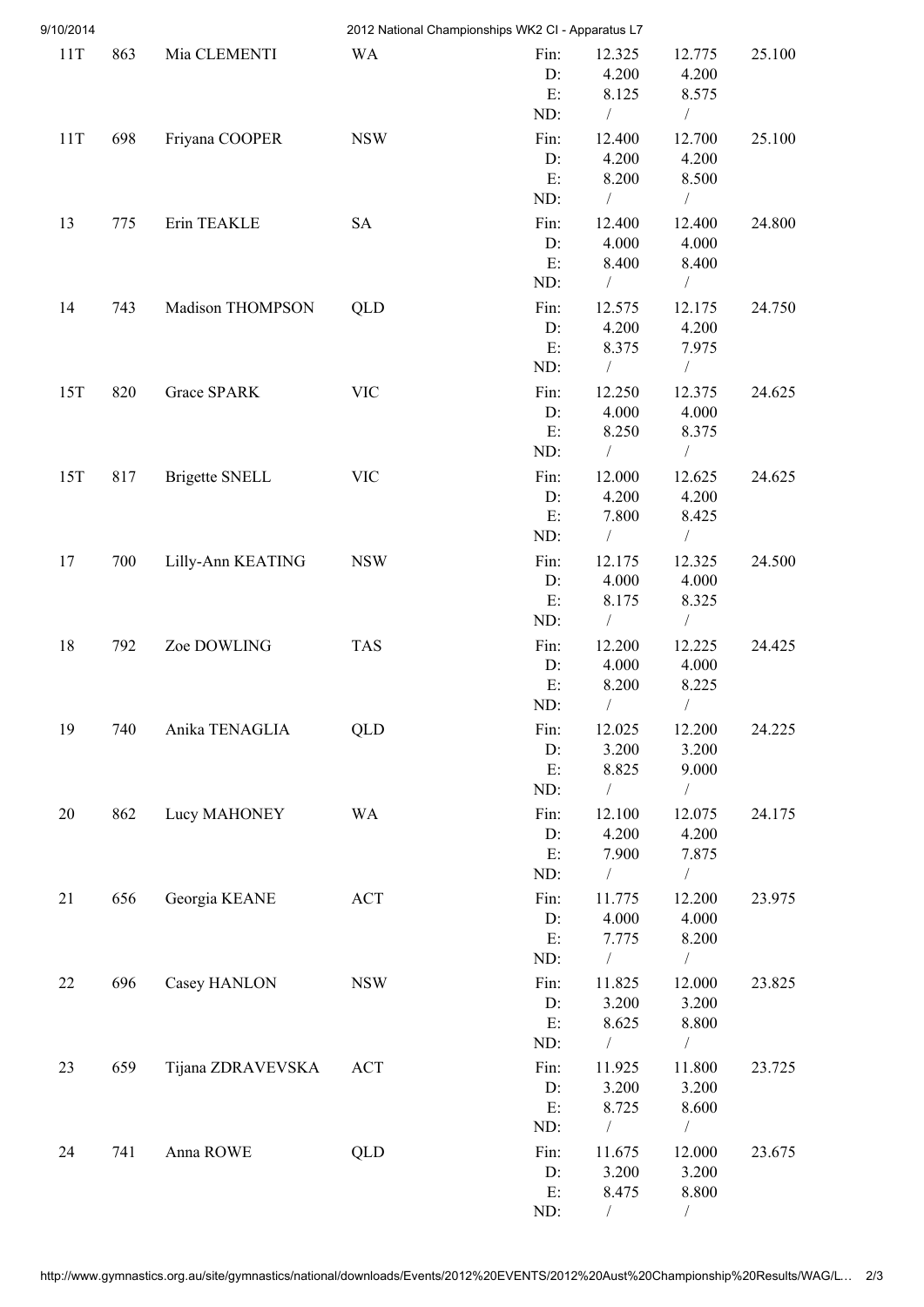| 11T | 863 | Mia CLEMENTI | WA | Fin: | 12.325 | 12.775 | 25.100 |
|---|---|---|---|---|---|---|---|
| | | | | D: | 4.200 | 4.200 | |
| | | | | E: | 8.125 | 8.575 | |
| | | | | ND: | / | / | |
| 11T | 698 | Friyana COOPER | NSW | Fin: | 12.400 | 12.700 | 25.100 |
| | | | | D: | 4.200 | 4.200 | |
| | | | | E: | 8.200 | 8.500 | |
| | | | | ND: | / | / | |
| 13 | 775 | Erin TEAKLE | SA | Fin: | 12.400 | 12.400 | 24.800 |
| | | | | D: | 4.000 | 4.000 | |
| | | | | E: | 8.400 | 8.400 | |
| | | | | ND: | / | / | |
| 14 | 743 | Madison THOMPSON | QLD | Fin: | 12.575 | 12.175 | 24.750 |
| | | | | D: | 4.200 | 4.200 | |
| | | | | E: | 8.375 | 7.975 | |
| | | | | ND: | / | / | |
| 15T | 820 | Grace SPARK | VIC | Fin: | 12.250 | 12.375 | 24.625 |
| | | | | D: | 4.000 | 4.000 | |
| | | | | E: | 8.250 | 8.375 | |
| | | | | ND: | / | / | |
| 15T | 817 | Brigette SNELL | VIC | Fin: | 12.000 | 12.625 | 24.625 |
| | | | | D: | 4.200 | 4.200 | |
| | | | | E: | 7.800 | 8.425 | |
| | | | | ND: | / | / | |
| 17 | 700 | Lilly-Ann KEATING | NSW | Fin: | 12.175 | 12.325 | 24.500 |
| | | | | D: | 4.000 | 4.000 | |
| | | | | E: | 8.175 | 8.325 | |
| | | | | ND: | / | / | |
| 18 | 792 | Zoe DOWLING | TAS | Fin: | 12.200 | 12.225 | 24.425 |
| | | | | D: | 4.000 | 4.000 | |
| | | | | E: | 8.200 | 8.225 | |
| | | | | ND: | / | / | |
| 19 | 740 | Anika TENAGLIA | QLD | Fin: | 12.025 | 12.200 | 24.225 |
| | | | | D: | 3.200 | 3.200 | |
| | | | | E: | 8.825 | 9.000 | |
| | | | | ND: | / | / | |
| 20 | 862 | Lucy MAHONEY | WA | Fin: | 12.100 | 12.075 | 24.175 |
| | | | | D: | 4.200 | 4.200 | |
| | | | | E: | 7.900 | 7.875 | |
| | | | | ND: | / | / | |
| 21 | 656 | Georgia KEANE | ACT | Fin: | 11.775 | 12.200 | 23.975 |
| | | | | D: | 4.000 | 4.000 | |
| | | | | E: | 7.775 | 8.200 | |
| | | | | ND: | / | / | |
| 22 | 696 | Casey HANLON | NSW | Fin: | 11.825 | 12.000 | 23.825 |
| | | | | D: | 3.200 | 3.200 | |
| | | | | E: | 8.625 | 8.800 | |
| | | | | ND: | / | / | |
| 23 | 659 | Tijana ZDRAVEVSKA | ACT | Fin: | 11.925 | 11.800 | 23.725 |
| | | | | D: | 3.200 | 3.200 | |
| | | | | E: | 8.725 | 8.600 | |
| | | | | ND: | / | / | |
| 24 | 741 | Anna ROWE | QLD | Fin: | 11.675 | 12.000 | 23.675 |
| | | | | D: | 3.200 | 3.200 | |
| | | | | E: | 8.475 | 8.800 | |
| | | | | ND: | / | / | |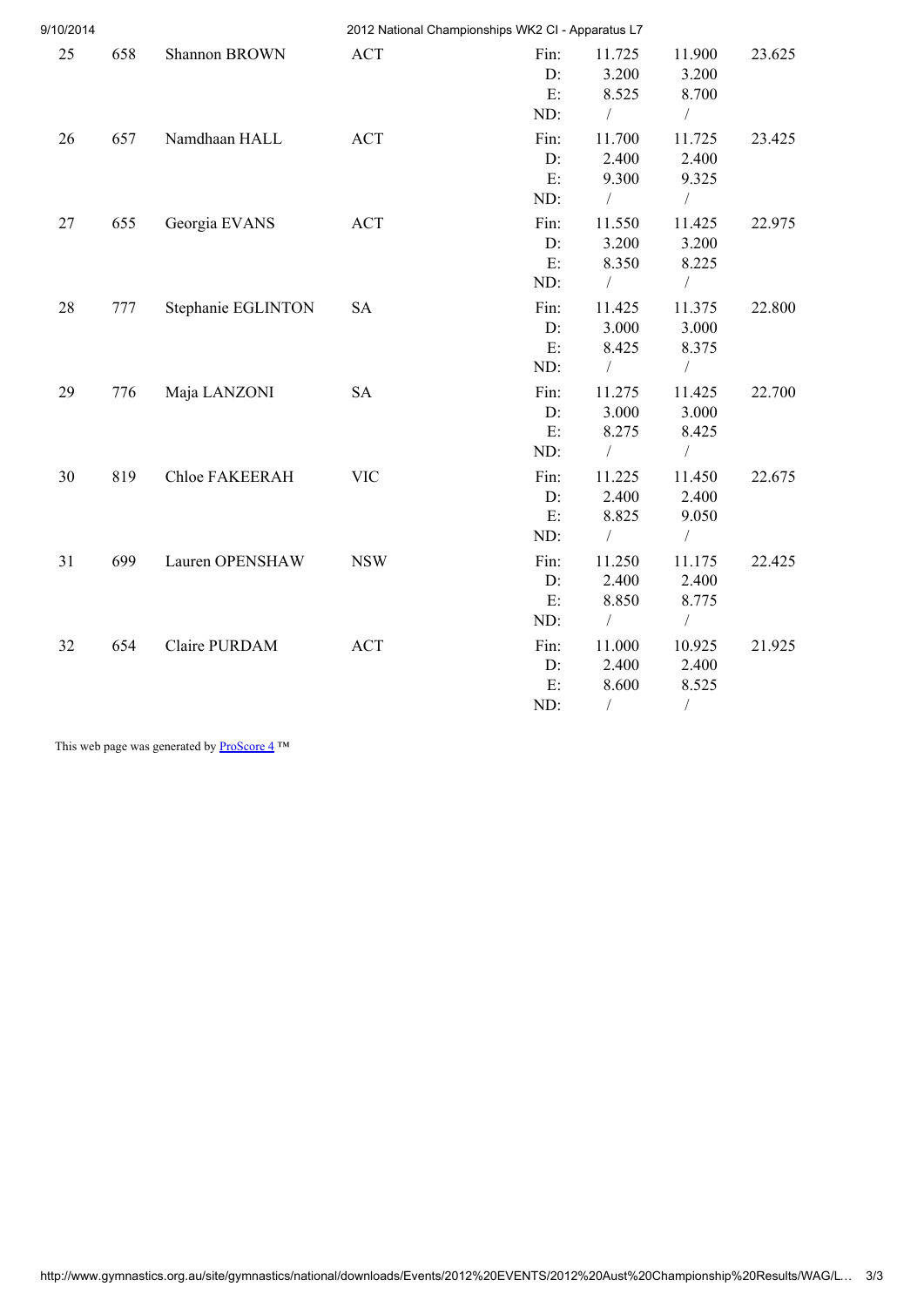| | | | | | | | |
|---|---|---|---|---|---|---|---|
| 25 | 658 | Shannon BROWN | ACT | Fin: | 11.725 | 11.900 | 23.625 |
| | | | | D: | 3.200 | 3.200 | |
| | | | | E: | 8.525 | 8.700 | |
| | | | | ND: | / | / | |
| 26 | 657 | Namdhaan HALL | ACT | Fin: | 11.700 | 11.725 | 23.425 |
| | | | | D: | 2.400 | 2.400 | |
| | | | | E: | 9.300 | 9.325 | |
| | | | | ND: | / | / | |
| 27 | 655 | Georgia EVANS | ACT | Fin: | 11.550 | 11.425 | 22.975 |
| | | | | D: | 3.200 | 3.200 | |
| | | | | E: | 8.350 | 8.225 | |
| | | | | ND: | / | / | |
| 28 | 777 | Stephanie EGLINTON | SA | Fin: | 11.425 | 11.375 | 22.800 |
| | | | | D: | 3.000 | 3.000 | |
| | | | | E: | 8.425 | 8.375 | |
| | | | | ND: | / | / | |
| 29 | 776 | Maja LANZONI | SA | Fin: | 11.275 | 11.425 | 22.700 |
| | | | | D: | 3.000 | 3.000 | |
| | | | | E: | 8.275 | 8.425 | |
| | | | | ND: | / | / | |
| 30 | 819 | Chloe FAKEERAH | VIC | Fin: | 11.225 | 11.450 | 22.675 |
| | | | | D: | 2.400 | 2.400 | |
| | | | | E: | 8.825 | 9.050 | |
| | | | | ND: | / | / | |
| 31 | 699 | Lauren OPENSHAW | NSW | Fin: | 11.250 | 11.175 | 22.425 |
| | | | | D: | 2.400 | 2.400 | |
| | | | | E: | 8.850 | 8.775 | |
| | | | | ND: | / | / | |
| 32 | 654 | Claire PURDAM | ACT | Fin: | 11.000 | 10.925 | 21.925 |
| | | | | D: | 2.400 | 2.400 | |
| | | | | E: | 8.600 | 8.525 | |
| | | | | ND: | / | / | |

This web page was generated by ProScore 4 ™